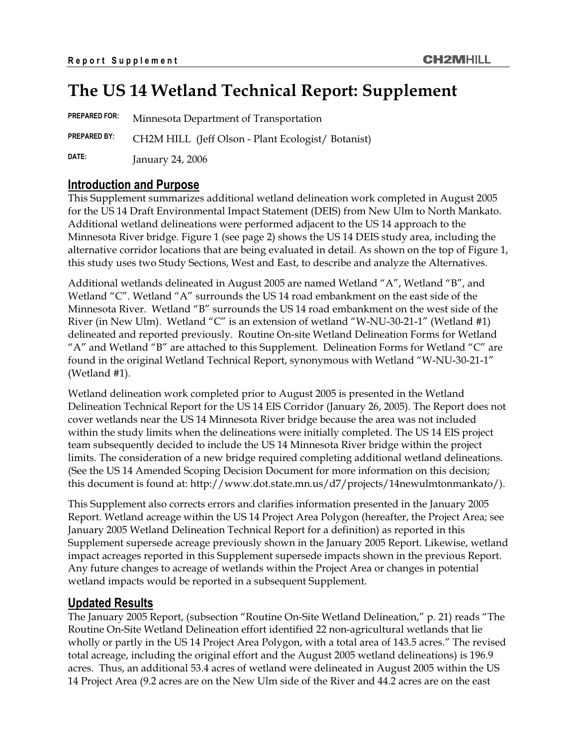# The US 14 Wetland Technical Report: Supplement

**PREPARED FOR:** Minnesota Department of Transportation

**PREPARED BY:** CH2M HILL (Jeff Olson - Plant Ecologist/ Botanist)

**DATE:** January 24, 2006

## Introduction and Purpose

This Supplement summarizes additional wetland delineation work completed in August 2005 for the US 14 Draft Environmental Impact Statement (DEIS) from New Ulm to North Mankato. Additional wetland delineations were performed adjacent to the US 14 approach to the Minnesota River bridge. Figure 1 (see page 2) shows the US 14 DEIS study area, including the alternative corridor locations that are being evaluated in detail. As shown on the top of Figure 1, this study uses two Study Sections, West and East, to describe and analyze the Alternatives.

Additional wetlands delineated in August 2005 are named Wetland "A", Wetland "B", and Wetland "C". Wetland "A" surrounds the US 14 road embankment on the east side of the Minnesota River. Wetland "B" surrounds the US 14 road embankment on the west side of the River (in New Ulm). Wetland "C" is an extension of wetland "W-NU-30-21-1" (Wetland #1) delineated and reported previously. Routine On-site Wetland Delineation Forms for Wetland "A" and Wetland "B" are attached to this Supplement. Delineation Forms for Wetland "C" are found in the original Wetland Technical Report, synonymous with Wetland "W-NU-30-21-1" (Wetland #1).

Wetland delineation work completed prior to August 2005 is presented in the Wetland Delineation Technical Report for the US 14 EIS Corridor (January 26, 2005). The Report does not cover wetlands near the US 14 Minnesota River bridge because the area was not included within the study limits when the delineations were initially completed. The US 14 EIS project team subsequently decided to include the US 14 Minnesota River bridge within the project limits. The consideration of a new bridge required completing additional wetland delineations. (See the US 14 Amended Scoping Decision Document for more information on this decision; this document is found at: http://www.dot.state.mn.us/d7/projects/14newulmtonmankato/).

This Supplement also corrects errors and clarifies information presented in the January 2005 Report. Wetland acreage within the US 14 Project Area Polygon (hereafter, the Project Area; see January 2005 Wetland Delineation Technical Report for a definition) as reported in this Supplement supersede acreage previously shown in the January 2005 Report. Likewise, wetland impact acreages reported in this Supplement supersede impacts shown in the previous Report. Any future changes to acreage of wetlands within the Project Area or changes in potential wetland impacts would be reported in a subsequent Supplement.

## Updated Results

The January 2005 Report, (subsection "Routine On-Site Wetland Delineation," p. 21) reads "The Routine On-Site Wetland Delineation effort identified 22 non-agricultural wetlands that lie wholly or partly in the US 14 Project Area Polygon, with a total area of 143.5 acres." The revised total acreage, including the original effort and the August 2005 wetland delineations) is 196.9 acres. Thus, an additional 53.4 acres of wetland were delineated in August 2005 within the US 14 Project Area (9.2 acres are on the New Ulm side of the River and 44.2 acres are on the east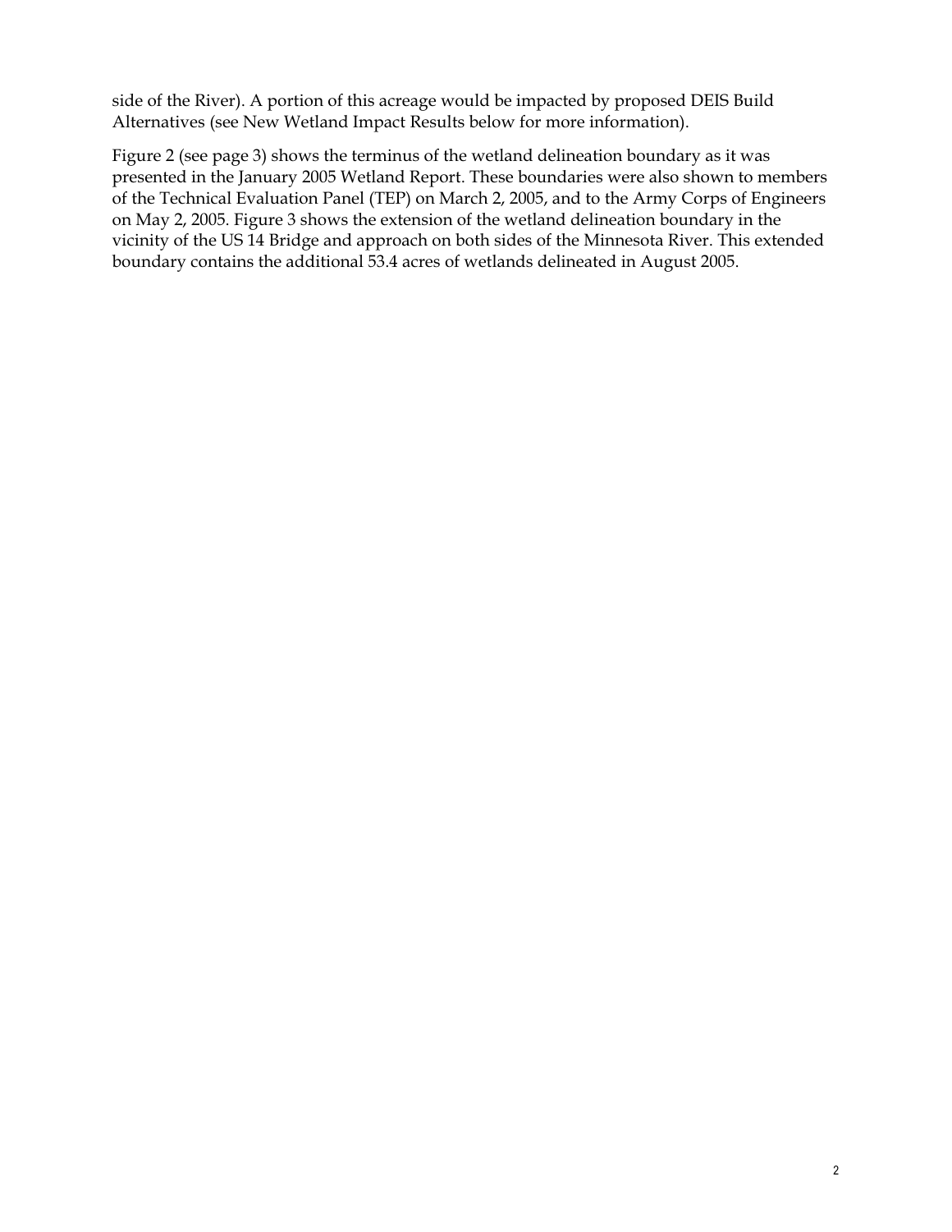side of the River). A portion of this acreage would be impacted by proposed DEIS Build Alternatives (see New Wetland Impact Results below for more information).

Figure 2 (see page 3) shows the terminus of the wetland delineation boundary as it was presented in the January 2005 Wetland Report. These boundaries were also shown to members of the Technical Evaluation Panel (TEP) on March 2, 2005, and to the Army Corps of Engineers on May 2, 2005. Figure 3 shows the extension of the wetland delineation boundary in the vicinity of the US 14 Bridge and approach on both sides of the Minnesota River. This extended boundary contains the additional 53.4 acres of wetlands delineated in August 2005.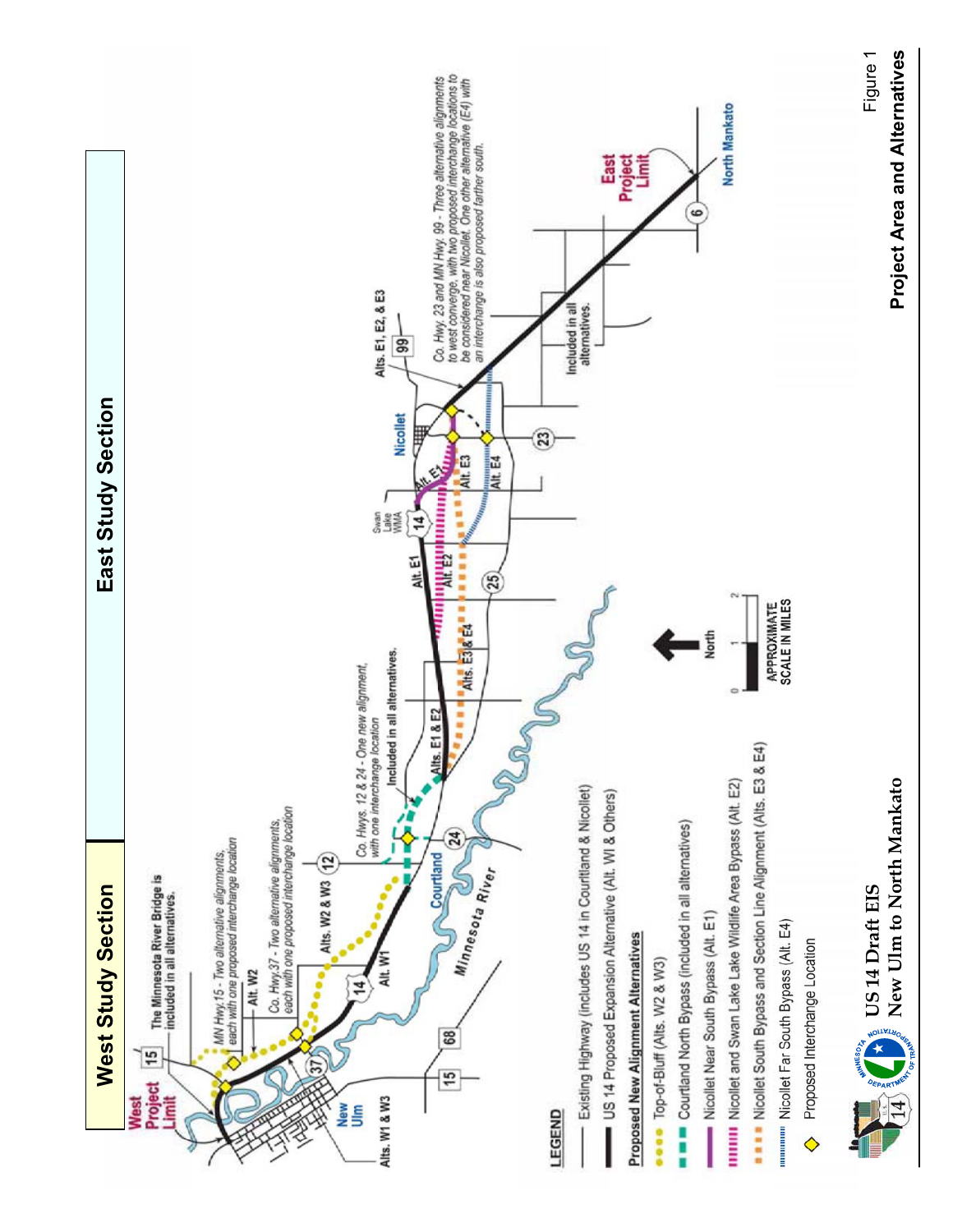# West Study Section

# East Study Section

West Project Limit

The Minnesota River Bridge is included in all alternatives.

MN Hwy. 15 - Two alternative alignments, each with one proposed interchange location

Alt. W2

Co. Hwy. 37 - Two alternative alignments, each with one proposed interchange location

Alts. W2 & W3

Alt. W1

Alts. W1 & W3

New Ulm

Courtland

Minnesota River

Co. Hwys. 12 & 24 - One new alignment, with one interchange location

Included in all alternatives.

Alts. E1 & E2

Alts. E3 & E4

Alt. E1

Alt. E2

Swan Lake WMA

Alt. E1

Alt. E3

Alt. E4

Nicollet

Alts. E1, E2, & E3

Co. Hwy. 23 and MN Hwy. 99 - Three alternative alignments to west converge, with two proposed interchange locations to be considered near Nicollet. One other alternative (E4) with an interchange is also proposed farther south.

Included in all alternatives.

East Project Limit

North Mankato

North

APPROXIMATE SCALE IN MILES

0 1 2

## LEGEND

- Existing Highway (includes US 14 in Courtland & Nicollet)
- US 14 Proposed Expansion Alternative (Alt. WI & Others)

**Proposed New Alignment Alternatives**

- Top-of-Bluff (Alts. W2 & W3)
- Courtland North Bypass (included in all alternatives)
- Nicollet Near South Bypass (Alt. E1)
- Nicollet and Swan Lake Wildlife Area Bypass (Alt. E2)
- Nicollet South Bypass and Section Line Alignment (Alts. E3 & E4)
- Nicollet Far South Bypass (Alt. E4)
- Proposed Interchange Location

US 14 Draft EIS
New Ulm to North Mankato

Figure 1
**Project Area and Alternatives**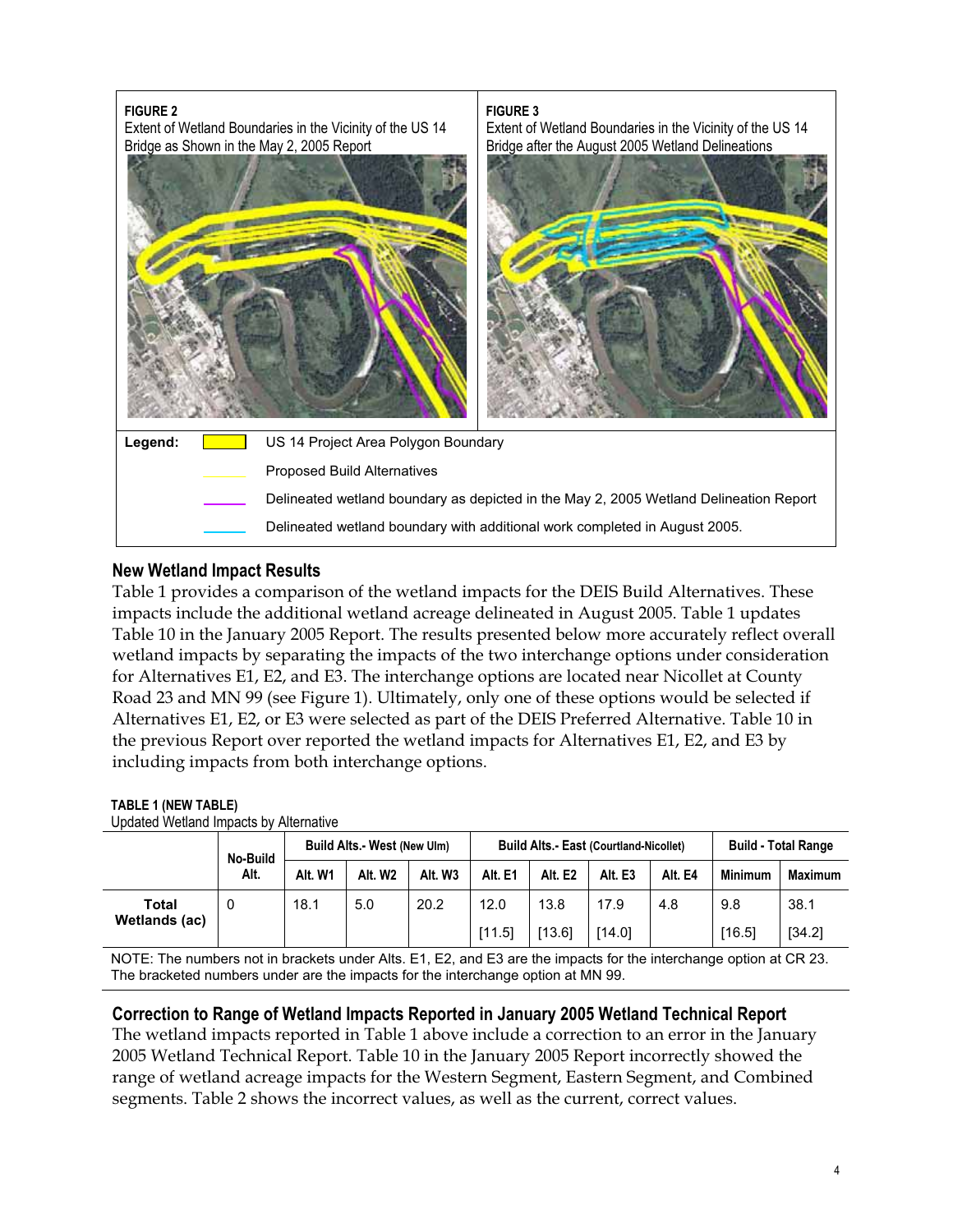**FIGURE 2**
Extent of Wetland Boundaries in the Vicinity of the US 14 Bridge as Shown in the May 2, 2005 Report

**FIGURE 3**
Extent of Wetland Boundaries in the Vicinity of the US 14 Bridge after the August 2005 Wetland Delineations

**Legend:**
- US 14 Project Area Polygon Boundary
- Proposed Build Alternatives
- Delineated wetland boundary as depicted in the May 2, 2005 Wetland Delineation Report
- Delineated wetland boundary with additional work completed in August 2005.

## New Wetland Impact Results

Table 1 provides a comparison of the wetland impacts for the DEIS Build Alternatives. These impacts include the additional wetland acreage delineated in August 2005. Table 1 updates Table 10 in the January 2005 Report. The results presented below more accurately reflect overall wetland impacts by separating the impacts of the two interchange options under consideration for Alternatives E1, E2, and E3. The interchange options are located near Nicollet at County Road 23 and MN 99 (see Figure 1). Ultimately, only one of these options would be selected if Alternatives E1, E2, or E3 were selected as part of the DEIS Preferred Alternative. Table 10 in the previous Report over reported the wetland impacts for Alternatives E1, E2, and E3 by including impacts from both interchange options.

**TABLE 1 (NEW TABLE)**
Updated Wetland Impacts by Alternative

| | No-Build Alt. | Build Alts.- West (New Ulm) | | | Build Alts.- East (Courtland-Nicollet) | | | | Build - Total Range | |
|---|---|---|---|---|---|---|---|---|---|---|
| | | Alt. W1 | Alt. W2 | Alt. W3 | Alt. E1 | Alt. E2 | Alt. E3 | Alt. E4 | Minimum | Maximum |
| Total Wetlands (ac) | 0 | 18.1 | 5.0 | 20.2 | 12.0 | 13.8 | 17.9 | 4.8 | 9.8 | 38.1 |
| | | | | | [11.5] | [13.6] | [14.0] | | [16.5] | [34.2] |

NOTE: The numbers not in brackets under Alts. E1, E2, and E3 are the impacts for the interchange option at CR 23. The bracketed numbers under are the impacts for the interchange option at MN 99.

## Correction to Range of Wetland Impacts Reported in January 2005 Wetland Technical Report

The wetland impacts reported in Table 1 above include a correction to an error in the January 2005 Wetland Technical Report. Table 10 in the January 2005 Report incorrectly showed the range of wetland acreage impacts for the Western Segment, Eastern Segment, and Combined segments. Table 2 shows the incorrect values, as well as the current, correct values.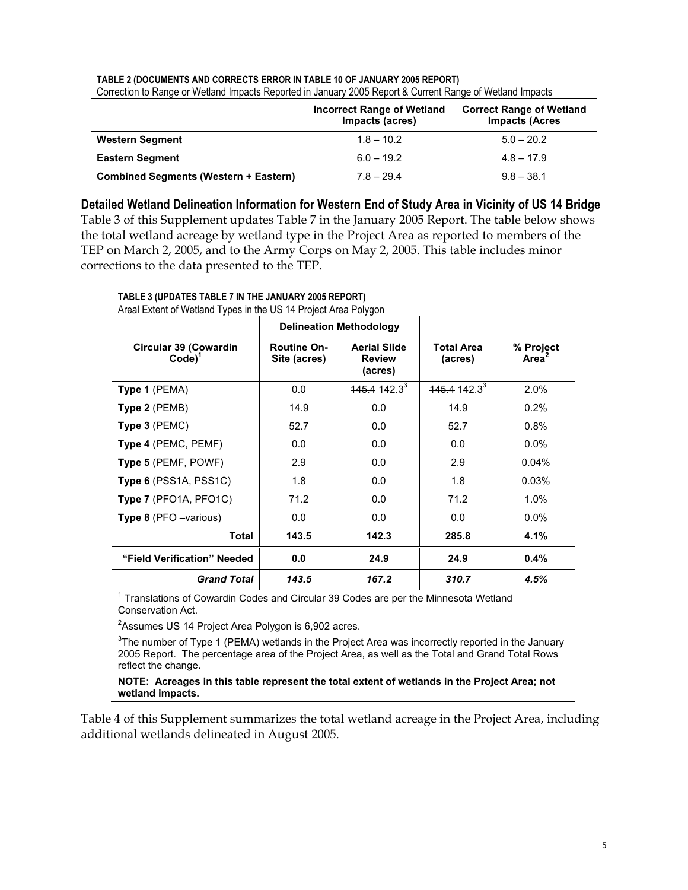**TABLE 2 (DOCUMENTS AND CORRECTS ERROR IN TABLE 10 OF JANUARY 2005 REPORT)**
Correction to Range or Wetland Impacts Reported in January 2005 Report & Current Range of Wetland Impacts

| | Incorrect Range of Wetland Impacts (acres) | Correct Range of Wetland Impacts (Acres |
|---|---|---|
| **Western Segment** | 1.8 – 10.2 | 5.0 – 20.2 |
| **Eastern Segment** | 6.0 – 19.2 | 4.8 – 17.9 |
| **Combined Segments (Western + Eastern)** | 7.8 – 29.4 | 9.8 – 38.1 |

## Detailed Wetland Delineation Information for Western End of Study Area in Vicinity of US 14 Bridge

Table 3 of this Supplement updates Table 7 in the January 2005 Report. The table below shows the total wetland acreage by wetland type in the Project Area as reported to members of the TEP on March 2, 2005, and to the Army Corps on May 2, 2005. This table includes minor corrections to the data presented to the TEP.

**TABLE 3 (UPDATES TABLE 7 IN THE JANUARY 2005 REPORT)**
Areal Extent of Wetland Types in the US 14 Project Area Polygon

| Circular 39 (Cowardin Code)[1] | Delineation Methodology | | Total Area (acres) | % Project Area[2] |
|---|---|---|---|---|
| | Routine On-Site (acres) | Aerial Slide Review (acres) | | |
| **Type 1** (PEMA) | 0.0 | ~~145.4~~ 142.3[3] | ~~145.4~~ 142.3[3] | 2.0% |
| **Type 2** (PEMB) | 14.9 | 0.0 | 14.9 | 0.2% |
| **Type 3** (PEMC) | 52.7 | 0.0 | 52.7 | 0.8% |
| **Type 4** (PEMC, PEMF) | 0.0 | 0.0 | 0.0 | 0.0% |
| **Type 5** (PEMF, POWF) | 2.9 | 0.0 | 2.9 | 0.04% |
| **Type 6** (PSS1A, PSS1C) | 1.8 | 0.0 | 1.8 | 0.03% |
| **Type 7** (PFO1A, PFO1C) | 71.2 | 0.0 | 71.2 | 1.0% |
| **Type 8** (PFO –various) | 0.0 | 0.0 | 0.0 | 0.0% |
| **Total** | **143.5** | **142.3** | **285.8** | **4.1%** |
| **"Field Verification" Needed** | **0.0** | **24.9** | **24.9** | **0.4%** |
| ***Grand Total*** | ***143.5*** | ***167.2*** | ***310.7*** | ***4.5%*** |

[1] Translations of Cowardin Codes and Circular 39 Codes are per the Minnesota Wetland Conservation Act.

[2] Assumes US 14 Project Area Polygon is 6,902 acres.

[3] The number of Type 1 (PEMA) wetlands in the Project Area was incorrectly reported in the January 2005 Report. The percentage area of the Project Area, as well as the Total and Grand Total Rows reflect the change.

**NOTE: Acreages in this table represent the total extent of wetlands in the Project Area; not wetland impacts.**

Table 4 of this Supplement summarizes the total wetland acreage in the Project Area, including additional wetlands delineated in August 2005.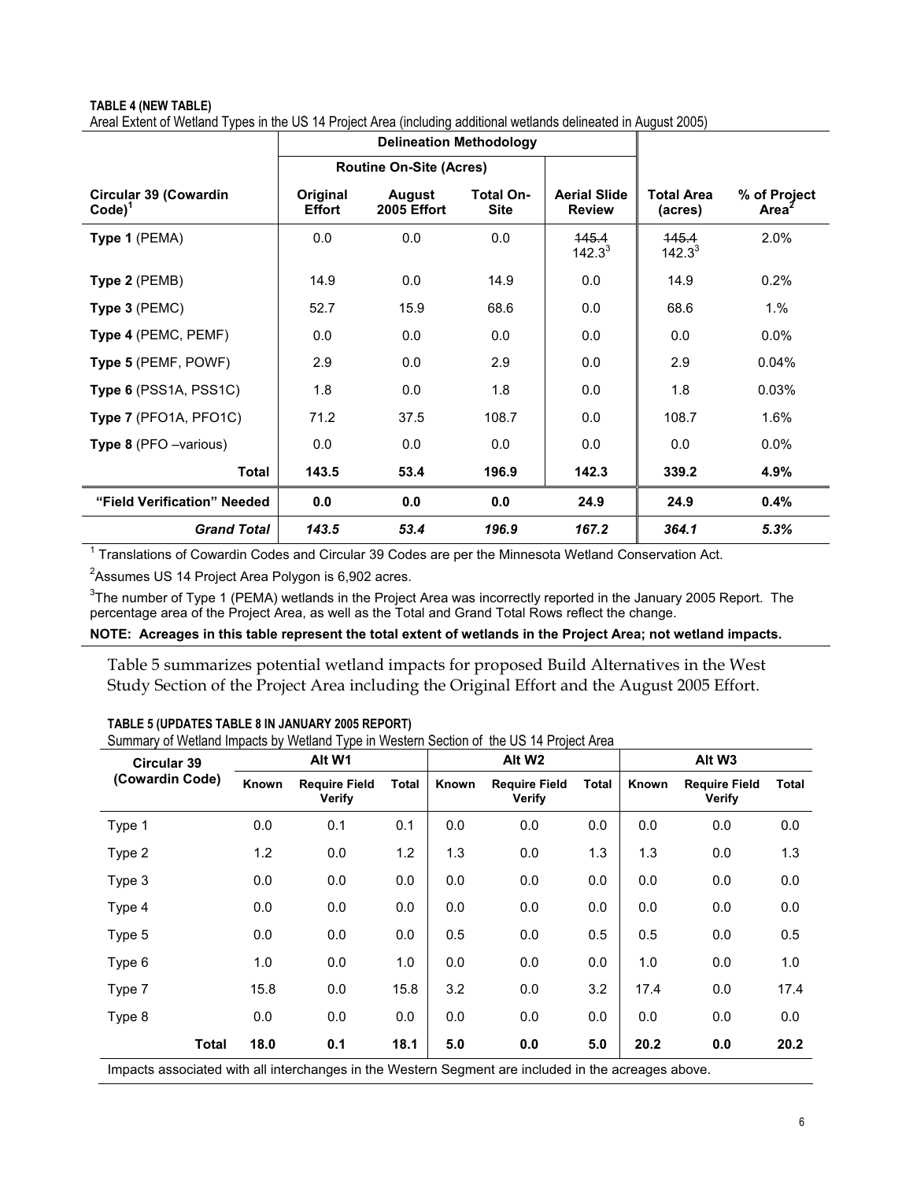**TABLE 4 (NEW TABLE)**

Areal Extent of Wetland Types in the US 14 Project Area (including additional wetlands delineated in August 2005)

| | Delineation Methodology | | | | | |
|---|---|---|---|---|---|---|
| | Routine On-Site (Acres) | | | | | |
| **Circular 39 (Cowardin Code)**[1] | **Original Effort** | **August 2005 Effort** | **Total On-Site** | **Aerial Slide Review** | **Total Area (acres)** | **% of Project Area**[2] |
| **Type 1** (PEMA) | 0.0 | 0.0 | 0.0 | ~~145.4~~ 142.3[3] | ~~145.4~~ 142.3[3] | 2.0% |
| **Type 2** (PEMB) | 14.9 | 0.0 | 14.9 | 0.0 | 14.9 | 0.2% |
| **Type 3** (PEMC) | 52.7 | 15.9 | 68.6 | 0.0 | 68.6 | 1.% |
| **Type 4** (PEMC, PEMF) | 0.0 | 0.0 | 0.0 | 0.0 | 0.0 | 0.0% |
| **Type 5** (PEMF, POWF) | 2.9 | 0.0 | 2.9 | 0.0 | 2.9 | 0.04% |
| **Type 6** (PSS1A, PSS1C) | 1.8 | 0.0 | 1.8 | 0.0 | 1.8 | 0.03% |
| **Type 7** (PFO1A, PFO1C) | 71.2 | 37.5 | 108.7 | 0.0 | 108.7 | 1.6% |
| **Type 8** (PFO –various) | 0.0 | 0.0 | 0.0 | 0.0 | 0.0 | 0.0% |
| **Total** | **143.5** | **53.4** | **196.9** | **142.3** | **339.2** | **4.9%** |
| **"Field Verification" Needed** | **0.0** | **0.0** | **0.0** | **24.9** | **24.9** | **0.4%** |
| ***Grand Total*** | ***143.5*** | ***53.4*** | ***196.9*** | ***167.2*** | ***364.1*** | ***5.3%*** |

[1] Translations of Cowardin Codes and Circular 39 Codes are per the Minnesota Wetland Conservation Act.

[2] Assumes US 14 Project Area Polygon is 6,902 acres.

[3] The number of Type 1 (PEMA) wetlands in the Project Area was incorrectly reported in the January 2005 Report. The percentage area of the Project Area, as well as the Total and Grand Total Rows reflect the change.

**NOTE: Acreages in this table represent the total extent of wetlands in the Project Area; not wetland impacts.**

Table 5 summarizes potential wetland impacts for proposed Build Alternatives in the West Study Section of the Project Area including the Original Effort and the August 2005 Effort.

**TABLE 5 (UPDATES TABLE 8 IN JANUARY 2005 REPORT)**

Summary of Wetland Impacts by Wetland Type in Western Section of the US 14 Project Area

| Circular 39 (Cowardin Code) | Alt W1 | | | Alt W2 | | | Alt W3 | | |
|---|---|---|---|---|---|---|---|---|---|
| | Known | Require Field Verify | Total | Known | Require Field Verify | Total | Known | Require Field Verify | Total |
| Type 1 | 0.0 | 0.1 | 0.1 | 0.0 | 0.0 | 0.0 | 0.0 | 0.0 | 0.0 |
| Type 2 | 1.2 | 0.0 | 1.2 | 1.3 | 0.0 | 1.3 | 1.3 | 0.0 | 1.3 |
| Type 3 | 0.0 | 0.0 | 0.0 | 0.0 | 0.0 | 0.0 | 0.0 | 0.0 | 0.0 |
| Type 4 | 0.0 | 0.0 | 0.0 | 0.0 | 0.0 | 0.0 | 0.0 | 0.0 | 0.0 |
| Type 5 | 0.0 | 0.0 | 0.0 | 0.5 | 0.0 | 0.5 | 0.5 | 0.0 | 0.5 |
| Type 6 | 1.0 | 0.0 | 1.0 | 0.0 | 0.0 | 0.0 | 1.0 | 0.0 | 1.0 |
| Type 7 | 15.8 | 0.0 | 15.8 | 3.2 | 0.0 | 3.2 | 17.4 | 0.0 | 17.4 |
| Type 8 | 0.0 | 0.0 | 0.0 | 0.0 | 0.0 | 0.0 | 0.0 | 0.0 | 0.0 |
| **Total** | **18.0** | **0.1** | **18.1** | **5.0** | **0.0** | **5.0** | **20.2** | **0.0** | **20.2** |

Impacts associated with all interchanges in the Western Segment are included in the acreages above.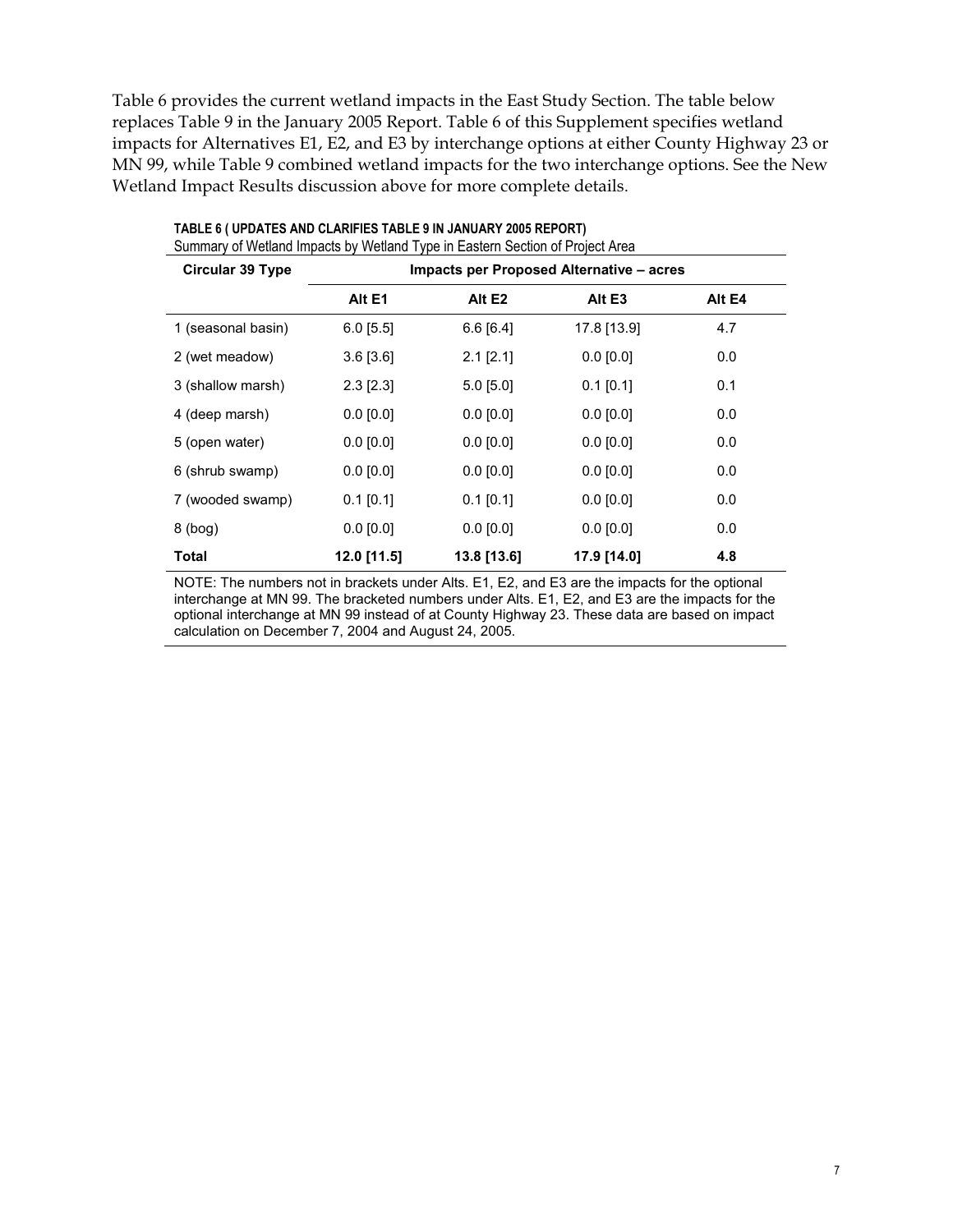Table 6 provides the current wetland impacts in the East Study Section. The table below replaces Table 9 in the January 2005 Report. Table 6 of this Supplement specifies wetland impacts for Alternatives E1, E2, and E3 by interchange options at either County Highway 23 or MN 99, while Table 9 combined wetland impacts for the two interchange options. See the New Wetland Impact Results discussion above for more complete details.

**TABLE 6 ( UPDATES AND CLARIFIES TABLE 9 IN JANUARY 2005 REPORT)**
Summary of Wetland Impacts by Wetland Type in Eastern Section of Project Area

| Circular 39 Type | Impacts per Proposed Alternative – acres | | | |
|---|---|---|---|---|
| | Alt E1 | Alt E2 | Alt E3 | Alt E4 |
| 1 (seasonal basin) | 6.0 [5.5] | 6.6 [6.4] | 17.8 [13.9] | 4.7 |
| 2 (wet meadow) | 3.6 [3.6] | 2.1 [2.1] | 0.0 [0.0] | 0.0 |
| 3 (shallow marsh) | 2.3 [2.3] | 5.0 [5.0] | 0.1 [0.1] | 0.1 |
| 4 (deep marsh) | 0.0 [0.0] | 0.0 [0.0] | 0.0 [0.0] | 0.0 |
| 5 (open water) | 0.0 [0.0] | 0.0 [0.0] | 0.0 [0.0] | 0.0 |
| 6 (shrub swamp) | 0.0 [0.0] | 0.0 [0.0] | 0.0 [0.0] | 0.0 |
| 7 (wooded swamp) | 0.1 [0.1] | 0.1 [0.1] | 0.0 [0.0] | 0.0 |
| 8 (bog) | 0.0 [0.0] | 0.0 [0.0] | 0.0 [0.0] | 0.0 |
| **Total** | **12.0 [11.5]** | **13.8 [13.6]** | **17.9 [14.0]** | **4.8** |

NOTE: The numbers not in brackets under Alts. E1, E2, and E3 are the impacts for the optional interchange at MN 99. The bracketed numbers under Alts. E1, E2, and E3 are the impacts for the optional interchange at MN 99 instead of at County Highway 23. These data are based on impact calculation on December 7, 2004 and August 24, 2005.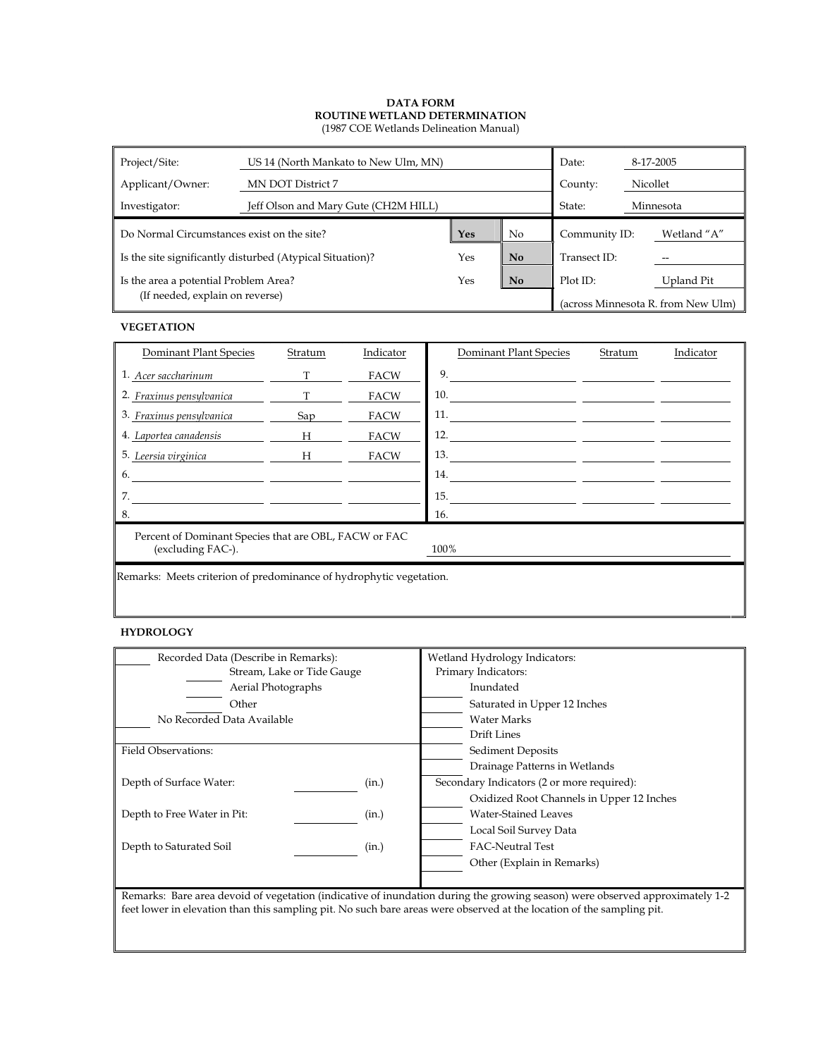**DATA FORM**
**ROUTINE WETLAND DETERMINATION**
(1987 COE Wetlands Delineation Manual)

| | | | | | |
|---|---|---|---|---|---|
| Project/Site: | US 14 (North Mankato to New Ulm, MN) | | | Date: | 8-17-2005 |
| Applicant/Owner: | MN DOT District 7 | | | County: | Nicollet |
| Investigator: | Jeff Olson and Mary Gute (CH2M HILL) | | | State: | Minnesota |
| Do Normal Circumstances exist on the site? | | **Yes** | No | Community ID: | Wetland "A" |
| Is the site significantly disturbed (Atypical Situation)? | | Yes | **No** | Transect ID: | -- |
| Is the area a potential Problem Area? (If needed, explain on reverse) | | Yes | **No** | Plot ID: | Upland Pit |
| | | | | (across Minnesota R. from New Ulm) | |

### VEGETATION

| Dominant Plant Species | Stratum | Indicator | Dominant Plant Species | Stratum | Indicator |
|---|---|---|---|---|---|
| 1. *Acer saccharinum* | T | FACW | 9. | | |
| 2. *Fraxinus pensylvanica* | T | FACW | 10. | | |
| 3. *Fraxinus pensylvanica* | Sap | FACW | 11. | | |
| 4. *Laportea canadensis* | H | FACW | 12. | | |
| 5. *Leersia virginica* | H | FACW | 13. | | |
| 6. | | | 14. | | |
| 7. | | | 15. | | |
| 8. | | | 16. | | |

Percent of Dominant Species that are OBL, FACW or FAC (excluding FAC-). 100%

Remarks: Meets criterion of predominance of hydrophytic vegetation.

### HYDROLOGY

| | |
|---|---|
| ___ Recorded Data (Describe in Remarks): | Wetland Hydrology Indicators: |
| ___ Stream, Lake or Tide Gauge | Primary Indicators: |
| ___ Aerial Photographs | ___ Inundated |
| ___ Other | ___ Saturated in Upper 12 Inches |
| ___ No Recorded Data Available | ___ Water Marks |
| | ___ Drift Lines |
| Field Observations: | ___ Sediment Deposits |
| | ___ Drainage Patterns in Wetlands |
| Depth of Surface Water: ___ (in.) | Secondary Indicators (2 or more required): |
| | ___ Oxidized Root Channels in Upper 12 Inches |
| Depth to Free Water in Pit: ___ (in.) | ___ Water-Stained Leaves |
| | ___ Local Soil Survey Data |
| Depth to Saturated Soil ___ (in.) | ___ FAC-Neutral Test |
| | ___ Other (Explain in Remarks) |

Remarks: Bare area devoid of vegetation (indicative of inundation during the growing season) were observed approximately 1-2 feet lower in elevation than this sampling pit. No such bare areas were observed at the location of the sampling pit.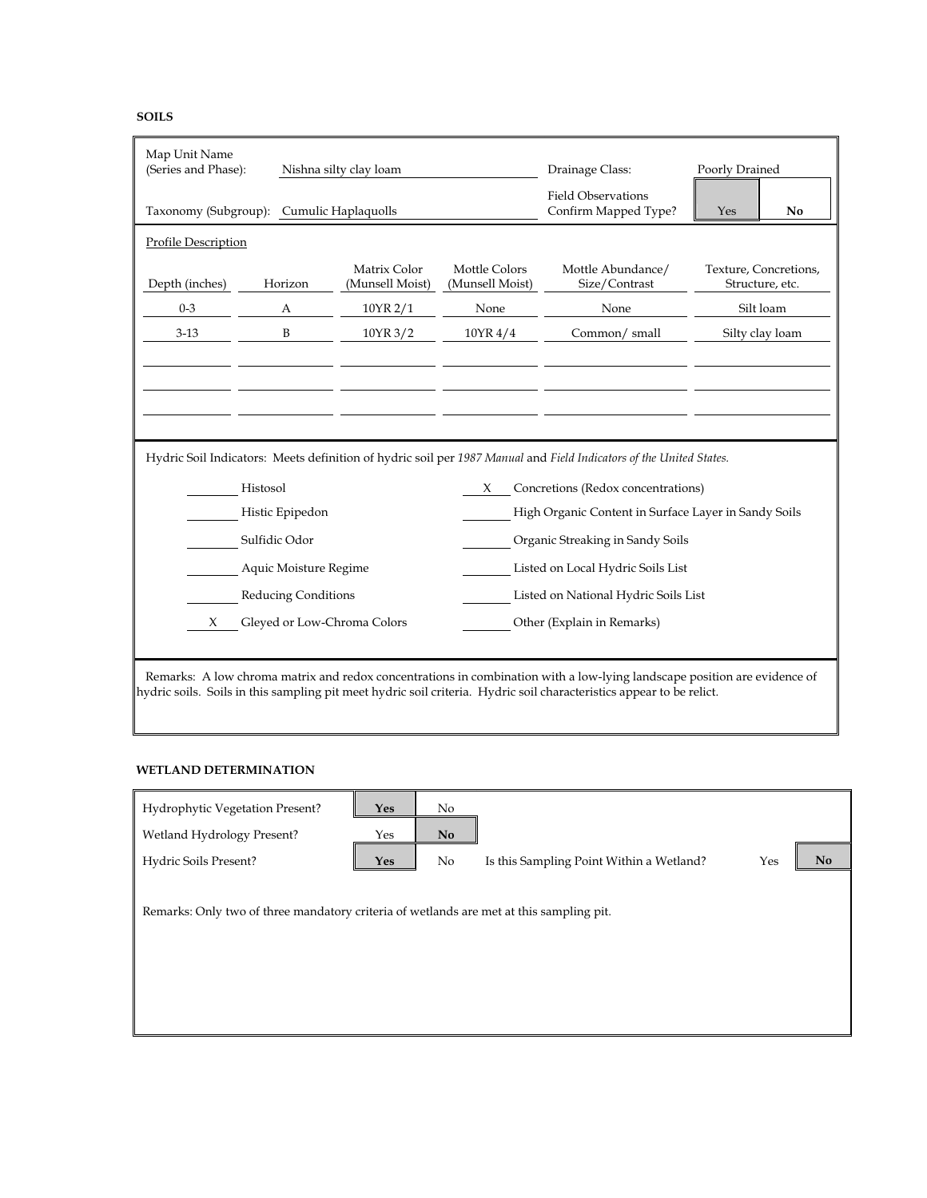## SOILS

| | | | |
|---|---|---|---|
| Map Unit Name (Series and Phase): | Nishna silty clay loam | Drainage Class: | Poorly Drained |
| Taxonomy (Subgroup): | Cumulic Haplaquolls | Field Observations Confirm Mapped Type? | **Yes** / No |

Profile Description

| Depth (inches) | Horizon | Matrix Color (Munsell Moist) | Mottle Colors (Munsell Moist) | Mottle Abundance/ Size/Contrast | Texture, Concretions, Structure, etc. |
|---|---|---|---|---|---|
| 0-3 | A | 10YR 2/1 | None | None | Silt loam |
| 3-13 | B | 10YR 3/2 | 10YR 4/4 | Common/ small | Silty clay loam |

Hydric Soil Indicators: Meets definition of hydric soil per *1987 Manual* and *Field Indicators of the United States.*

| | | | |
|---|---|---|---|
| ____ | Histosol | X | Concretions (Redox concentrations) |
| ____ | Histic Epipedon | ____ | High Organic Content in Surface Layer in Sandy Soils |
| ____ | Sulfidic Odor | ____ | Organic Streaking in Sandy Soils |
| ____ | Aquic Moisture Regime | ____ | Listed on Local Hydric Soils List |
| ____ | Reducing Conditions | ____ | Listed on National Hydric Soils List |
| X | Gleyed or Low-Chroma Colors | ____ | Other (Explain in Remarks) |

Remarks: A low chroma matrix and redox concentrations in combination with a low-lying landscape position are evidence of hydric soils. Soils in this sampling pit meet hydric soil criteria. Hydric soil characteristics appear to be relict.

## WETLAND DETERMINATION

| | | | | | |
|---|---|---|---|---|---|
| Hydrophytic Vegetation Present? | **Yes** | No | | | |
| Wetland Hydrology Present? | Yes | **No** | | | |
| Hydric Soils Present? | **Yes** | No | Is this Sampling Point Within a Wetland? | Yes | **No** |

Remarks: Only two of three mandatory criteria of wetlands are met at this sampling pit.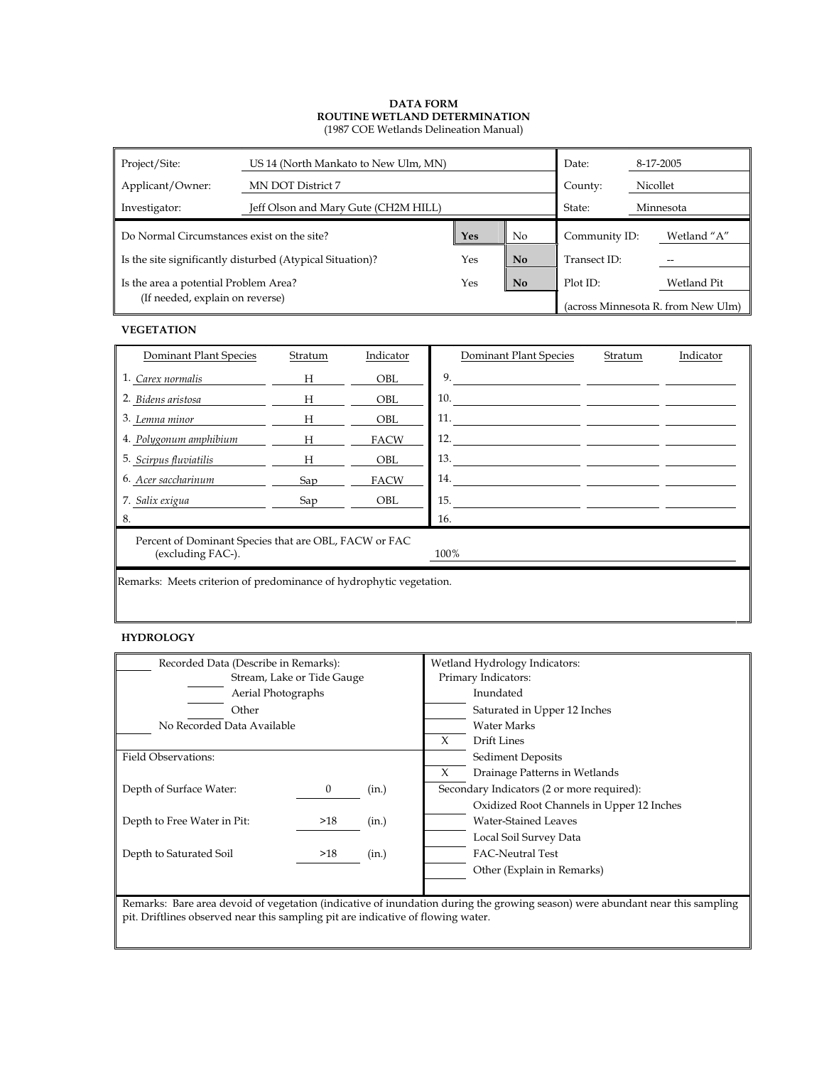**DATA FORM**
**ROUTINE WETLAND DETERMINATION**
(1987 COE Wetlands Delineation Manual)

| | | | | | |
|---|---|---|---|---|---|
| Project/Site: | US 14 (North Mankato to New Ulm, MN) | | | Date: | 8-17-2005 |
| Applicant/Owner: | MN DOT District 7 | | | County: | Nicollet |
| Investigator: | Jeff Olson and Mary Gute (CH2M HILL) | | | State: | Minnesota |
| Do Normal Circumstances exist on the site? | | **Yes** | No | Community ID: | Wetland "A" |
| Is the site significantly disturbed (Atypical Situation)? | | Yes | **No** | Transect ID: | -- |
| Is the area a potential Problem Area? (If needed, explain on reverse) | | Yes | **No** | Plot ID: | Wetland Pit |
| | | | | (across Minnesota R. from New Ulm) | |

### VEGETATION

| Dominant Plant Species | Stratum | Indicator | Dominant Plant Species | Stratum | Indicator |
|---|---|---|---|---|---|
| 1. *Carex normalis* | H | OBL | 9. | | |
| 2. *Bidens aristosa* | H | OBL | 10. | | |
| 3. *Lemna minor* | H | OBL | 11. | | |
| 4. *Polygonum amphibium* | H | FACW | 12. | | |
| 5. *Scirpus fluviatilis* | H | OBL | 13. | | |
| 6. *Acer saccharinum* | Sap | FACW | 14. | | |
| 7. *Salix exigua* | Sap | OBL | 15. | | |
| 8. | | | 16. | | |

Percent of Dominant Species that are OBL, FACW or FAC (excluding FAC-). 100%

Remarks: Meets criterion of predominance of hydrophytic vegetation.

### HYDROLOGY

| | |
|---|---|
| ___ Recorded Data (Describe in Remarks): | Wetland Hydrology Indicators: |
| ___ Stream, Lake or Tide Gauge | Primary Indicators: |
| ___ Aerial Photographs | ___ Inundated |
| ___ Other | ___ Saturated in Upper 12 Inches |
| ___ No Recorded Data Available | ___ Water Marks |
| | X Drift Lines |
| Field Observations: | ___ Sediment Deposits |
| | X Drainage Patterns in Wetlands |
| Depth of Surface Water: 0 (in.) | Secondary Indicators (2 or more required): |
| | ___ Oxidized Root Channels in Upper 12 Inches |
| Depth to Free Water in Pit: >18 (in.) | ___ Water-Stained Leaves |
| | ___ Local Soil Survey Data |
| Depth to Saturated Soil: >18 (in.) | ___ FAC-Neutral Test |
| | ___ Other (Explain in Remarks) |

Remarks: Bare area devoid of vegetation (indicative of inundation during the growing season) were abundant near this sampling pit. Driftlines observed near this sampling pit are indicative of flowing water.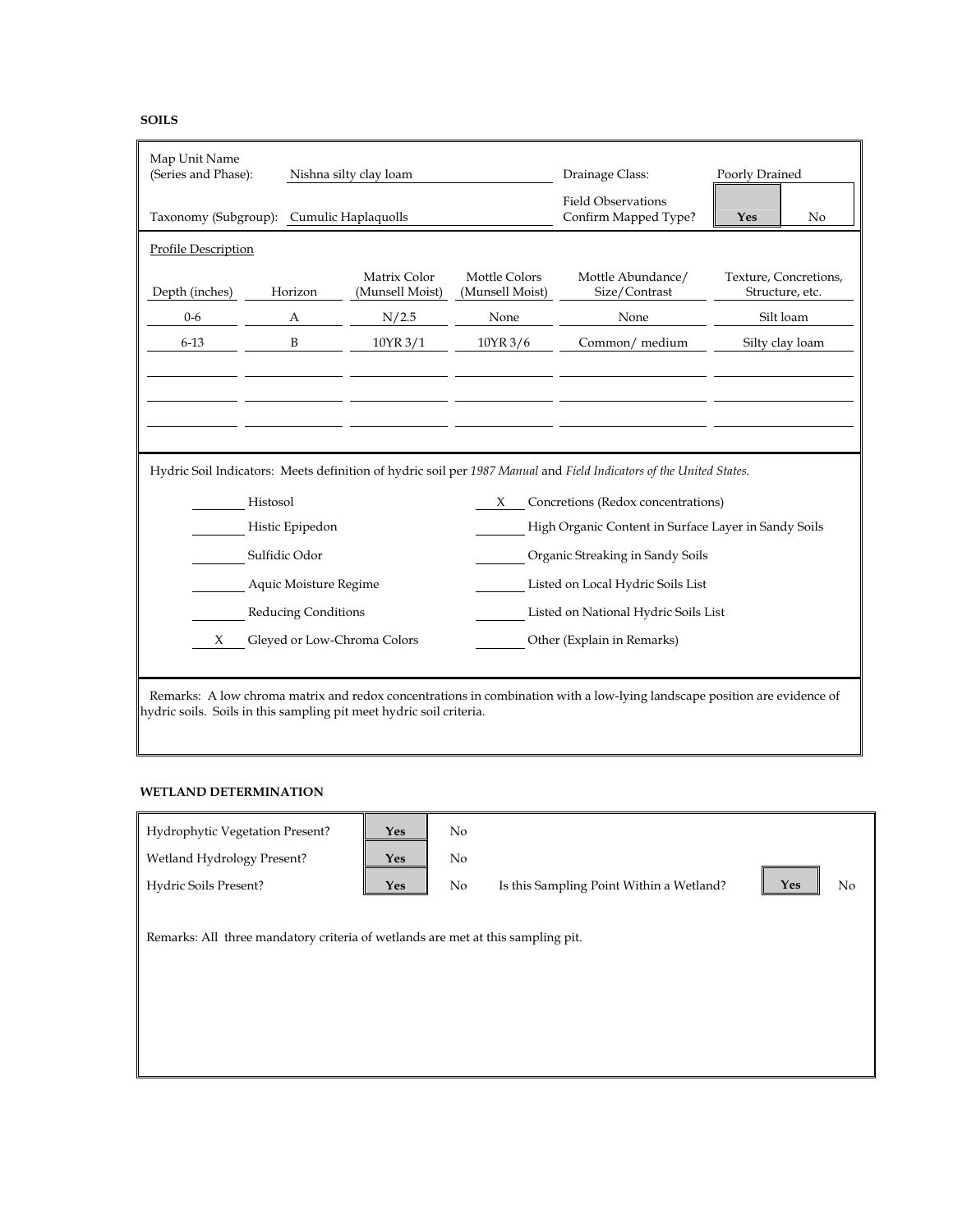**SOILS**

| | | | |
|---|---|---|---|
| Map Unit Name (Series and Phase): | Nishna silty clay loam | Drainage Class: | Poorly Drained |
| Taxonomy (Subgroup): | Cumulic Haplaquolls | Field Observations Confirm Mapped Type? | **Yes** / No |

Profile Description

| Depth (inches) | Horizon | Matrix Color (Munsell Moist) | Mottle Colors (Munsell Moist) | Mottle Abundance/ Size/Contrast | Texture, Concretions, Structure, etc. |
|---|---|---|---|---|---|
| 0-6 | A | N/2.5 | None | None | Silt loam |
| 6-13 | B | 10YR 3/1 | 10YR 3/6 | Common/ medium | Silty clay loam |

Hydric Soil Indicators: Meets definition of hydric soil per *1987 Manual* and *Field Indicators of the United States.*

| | | | |
|---|---|---|---|
| | Histosol | X | Concretions (Redox concentrations) |
| | Histic Epipedon | | High Organic Content in Surface Layer in Sandy Soils |
| | Sulfidic Odor | | Organic Streaking in Sandy Soils |
| | Aquic Moisture Regime | | Listed on Local Hydric Soils List |
| | Reducing Conditions | | Listed on National Hydric Soils List |
| X | Gleyed or Low-Chroma Colors | | Other (Explain in Remarks) |

Remarks: A low chroma matrix and redox concentrations in combination with a low-lying landscape position are evidence of hydric soils. Soils in this sampling pit meet hydric soil criteria.

**WETLAND DETERMINATION**

| | | | | | |
|---|---|---|---|---|---|
| Hydrophytic Vegetation Present? | **Yes** | No | | | |
| Wetland Hydrology Present? | **Yes** | No | | | |
| Hydric Soils Present? | **Yes** | No | Is this Sampling Point Within a Wetland? | **Yes** | No |

Remarks: All three mandatory criteria of wetlands are met at this sampling pit.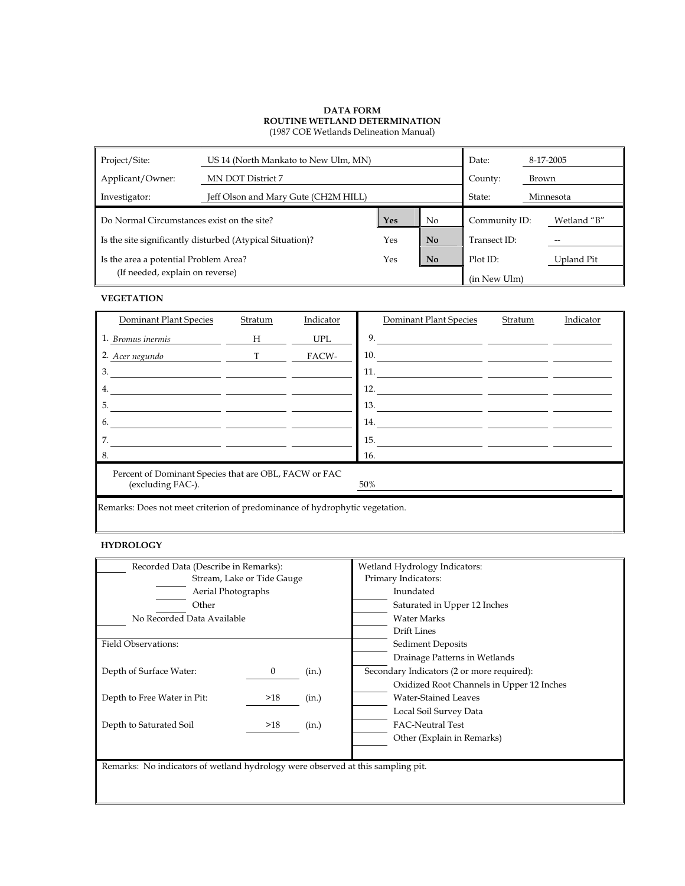**DATA FORM**
**ROUTINE WETLAND DETERMINATION**
(1987 COE Wetlands Delineation Manual)

| Project/Site: | US 14 (North Mankato to New Ulm, MN) | | | Date: | 8-17-2005 |
|---|---|---|---|---|---|
| Applicant/Owner: | MN DOT District 7 | | | County: | Brown |
| Investigator: | Jeff Olson and Mary Gute (CH2M HILL) | | | State: | Minnesota |
| Do Normal Circumstances exist on the site? | | **Yes** | No | Community ID: | Wetland "B" |
| Is the site significantly disturbed (Atypical Situation)? | | Yes | **No** | Transect ID: | -- |
| Is the area a potential Problem Area? (If needed, explain on reverse) | | Yes | **No** | Plot ID: | Upland Pit (in New Ulm) |

## VEGETATION

| Dominant Plant Species | Stratum | Indicator | Dominant Plant Species | Stratum | Indicator |
|---|---|---|---|---|---|
| 1. *Bromus inermis* | H | UPL | 9. | | |
| 2. *Acer negundo* | T | FACW- | 10. | | |
| 3. | | | 11. | | |
| 4. | | | 12. | | |
| 5. | | | 13. | | |
| 6. | | | 14. | | |
| 7. | | | 15. | | |
| 8. | | | 16. | | |

Percent of Dominant Species that are OBL, FACW or FAC (excluding FAC-). 50%

Remarks: Does not meet criterion of predominance of hydrophytic vegetation.

## HYDROLOGY

| Recorded Data (Describe in Remarks): | Wetland Hydrology Indicators: |
|---|---|
| ___ Stream, Lake or Tide Gauge | Primary Indicators: |
| ___ Aerial Photographs | ___ Inundated |
| ___ Other | ___ Saturated in Upper 12 Inches |
| ___ No Recorded Data Available | ___ Water Marks |
| | ___ Drift Lines |
| **Field Observations:** | ___ Sediment Deposits |
| | ___ Drainage Patterns in Wetlands |
| Depth of Surface Water: 0 (in.) | Secondary Indicators (2 or more required): |
| | ___ Oxidized Root Channels in Upper 12 Inches |
| Depth to Free Water in Pit: >18 (in.) | ___ Water-Stained Leaves |
| | ___ Local Soil Survey Data |
| Depth to Saturated Soil: >18 (in.) | ___ FAC-Neutral Test |
| | ___ Other (Explain in Remarks) |

Remarks: No indicators of wetland hydrology were observed at this sampling pit.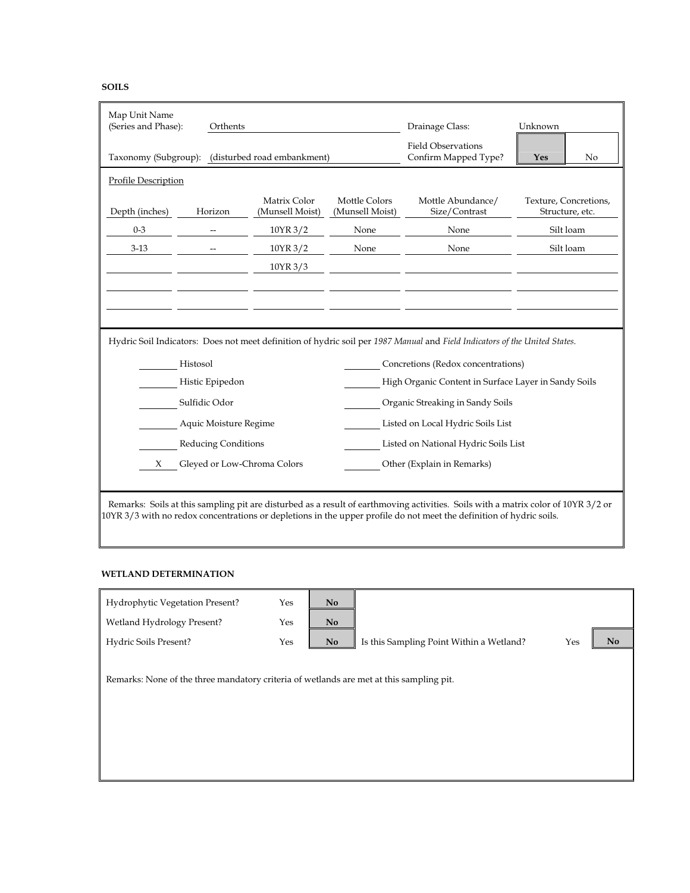**SOILS**

| Map Unit Name (Series and Phase): | Orthents | Drainage Class: | Unknown |
|---|---|---|---|
| Taxonomy (Subgroup): | (disturbed road embankment) | Field Observations Confirm Mapped Type? | **Yes** / No |

Profile Description

| Depth (inches) | Horizon | Matrix Color (Munsell Moist) | Mottle Colors (Munsell Moist) | Mottle Abundance/ Size/Contrast | Texture, Concretions, Structure, etc. |
|---|---|---|---|---|---|
| 0-3 | -- | 10YR 3/2 | None | None | Silt loam |
| 3-13 | -- | 10YR 3/2 | None | None | Silt loam |
| | | 10YR 3/3 | | | |

Hydric Soil Indicators: Does not meet definition of hydric soil per *1987 Manual* and *Field Indicators of the United States.*

- ____ Histosol
- ____ Histic Epipedon
- ____ Sulfidic Odor
- ____ Aquic Moisture Regime
- ____ Reducing Conditions
- X Gleyed or Low-Chroma Colors
- ____ Concretions (Redox concentrations)
- ____ High Organic Content in Surface Layer in Sandy Soils
- ____ Organic Streaking in Sandy Soils
- ____ Listed on Local Hydric Soils List
- ____ Listed on National Hydric Soils List
- ____ Other (Explain in Remarks)

Remarks: Soils at this sampling pit are disturbed as a result of earthmoving activities. Soils with a matrix color of 10YR 3/2 or 10YR 3/3 with no redox concentrations or depletions in the upper profile do not meet the definition of hydric soils.

**WETLAND DETERMINATION**

| | | |
|---|---|---|
| Hydrophytic Vegetation Present? | Yes | **No** |
| Wetland Hydrology Present? | Yes | **No** |
| Hydric Soils Present? | Yes | **No** |

Is this Sampling Point Within a Wetland? Yes **No**

Remarks: None of the three mandatory criteria of wetlands are met at this sampling pit.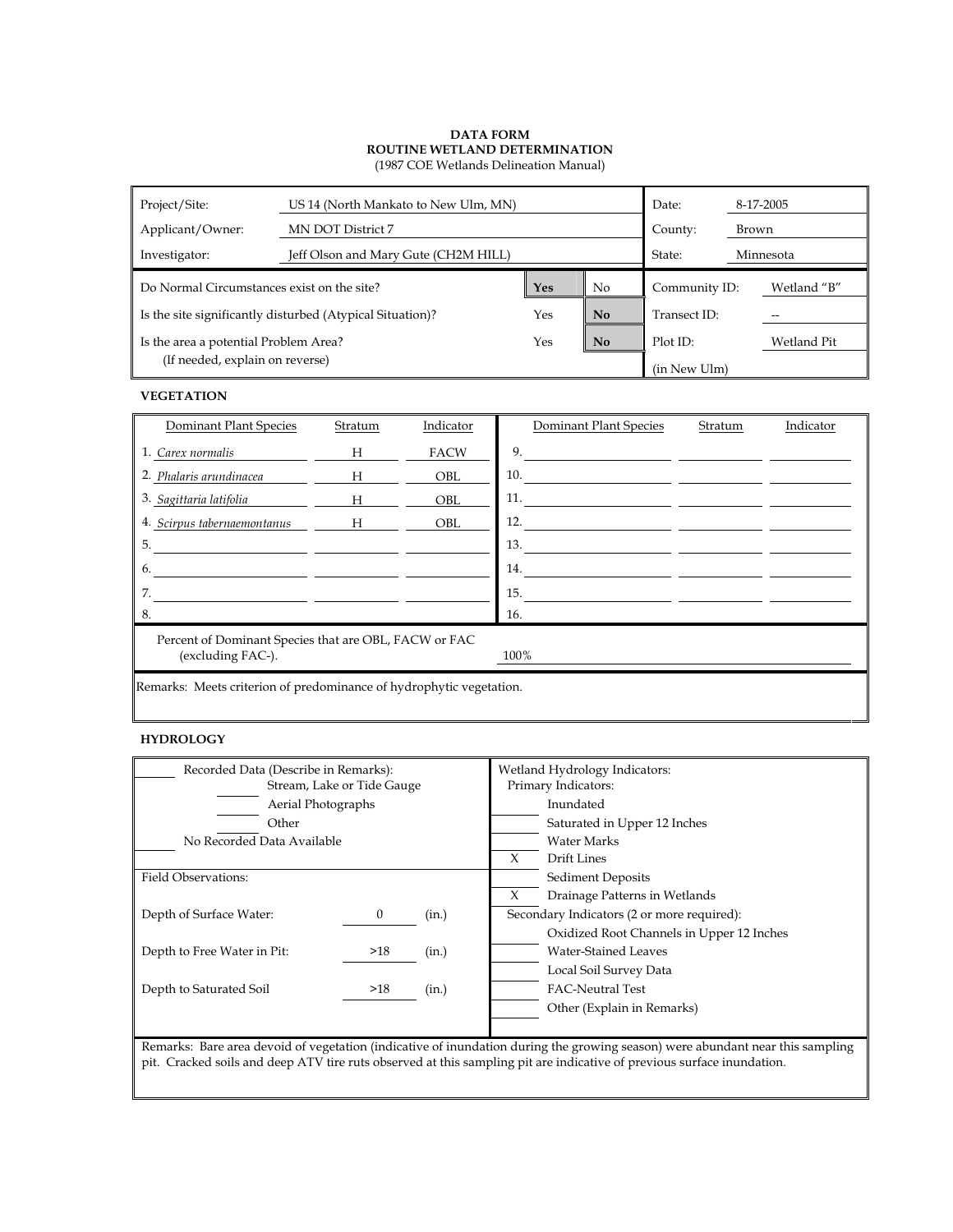**DATA FORM**
**ROUTINE WETLAND DETERMINATION**
(1987 COE Wetlands Delineation Manual)

| | | | | |
|---|---|---|---|---|
| Project/Site: | US 14 (North Mankato to New Ulm, MN) | | Date: | 8-17-2005 |
| Applicant/Owner: | MN DOT District 7 | | County: | Brown |
| Investigator: | Jeff Olson and Mary Gute (CH2M HILL) | | State: | Minnesota |

| | | | | |
|---|---|---|---|---|
| Do Normal Circumstances exist on the site? | **Yes** | No | Community ID: | Wetland "B" |
| Is the site significantly disturbed (Atypical Situation)? | Yes | **No** | Transect ID: | -- |
| Is the area a potential Problem Area? (If needed, explain on reverse) | Yes | **No** | Plot ID: | Wetland Pit (in New Ulm) |

**VEGETATION**

| Dominant Plant Species | Stratum | Indicator | Dominant Plant Species | Stratum | Indicator |
|---|---|---|---|---|---|
| 1. *Carex normalis* | H | FACW | 9. | | |
| 2. *Phalaris arundinacea* | H | OBL | 10. | | |
| 3. *Sagittaria latifolia* | H | OBL | 11. | | |
| 4. *Scirpus tabernaemontanus* | H | OBL | 12. | | |
| 5. | | | 13. | | |
| 6. | | | 14. | | |
| 7. | | | 15. | | |
| 8. | | | 16. | | |

Percent of Dominant Species that are OBL, FACW or FAC (excluding FAC-). 100%

Remarks: Meets criterion of predominance of hydrophytic vegetation.

**HYDROLOGY**

| | |
|---|---|
| ___ Recorded Data (Describe in Remarks): | **Wetland Hydrology Indicators:** |
| ___ Stream, Lake or Tide Gauge | Primary Indicators: |
| ___ Aerial Photographs | ___ Inundated |
| ___ Other | ___ Saturated in Upper 12 Inches |
| ___ No Recorded Data Available | ___ Water Marks |
| | X Drift Lines |
| Field Observations: | ___ Sediment Deposits |
| | X Drainage Patterns in Wetlands |
| Depth of Surface Water: 0 (in.) | Secondary Indicators (2 or more required): |
| | ___ Oxidized Root Channels in Upper 12 Inches |
| Depth to Free Water in Pit: >18 (in.) | ___ Water-Stained Leaves |
| | ___ Local Soil Survey Data |
| Depth to Saturated Soil >18 (in.) | ___ FAC-Neutral Test |
| | ___ Other (Explain in Remarks) |

Remarks: Bare area devoid of vegetation (indicative of inundation during the growing season) were abundant near this sampling pit. Cracked soils and deep ATV tire ruts observed at this sampling pit are indicative of previous surface inundation.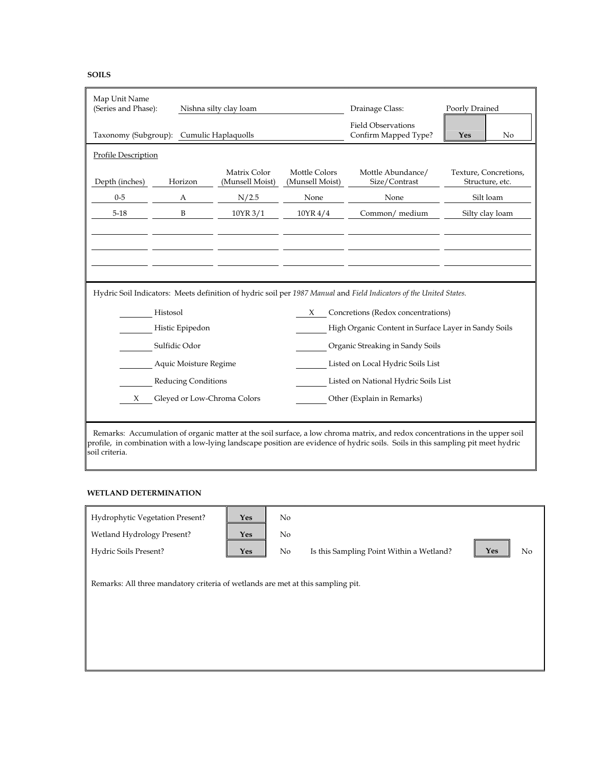**SOILS**

| | | | |
|---|---|---|---|
| Map Unit Name (Series and Phase): | Nishna silty clay loam | Drainage Class: | Poorly Drained |
| Taxonomy (Subgroup): | Cumulic Haplaquolls | Field Observations Confirm Mapped Type? | **Yes** No |

Profile Description

| Depth (inches) | Horizon | Matrix Color (Munsell Moist) | Mottle Colors (Munsell Moist) | Mottle Abundance/ Size/Contrast | Texture, Concretions, Structure, etc. |
|---|---|---|---|---|---|
| 0-5 | A | N/2.5 | None | None | Silt loam |
| 5-18 | B | 10YR 3/1 | 10YR 4/4 | Common/ medium | Silty clay loam |

Hydric Soil Indicators: Meets definition of hydric soil per *1987 Manual* and *Field Indicators of the United States.*

| | | | |
|---|---|---|---|
| | Histosol | X | Concretions (Redox concentrations) |
| | Histic Epipedon | | High Organic Content in Surface Layer in Sandy Soils |
| | Sulfidic Odor | | Organic Streaking in Sandy Soils |
| | Aquic Moisture Regime | | Listed on Local Hydric Soils List |
| | Reducing Conditions | | Listed on National Hydric Soils List |
| X | Gleyed or Low-Chroma Colors | | Other (Explain in Remarks) |

Remarks: Accumulation of organic matter at the soil surface, a low chroma matrix, and redox concentrations in the upper soil profile, in combination with a low-lying landscape position are evidence of hydric soils. Soils in this sampling pit meet hydric soil criteria.

**WETLAND DETERMINATION**

| | | | | | |
|---|---|---|---|---|---|
| Hydrophytic Vegetation Present? | **Yes** | No | | | |
| Wetland Hydrology Present? | **Yes** | No | | | |
| Hydric Soils Present? | **Yes** | No | Is this Sampling Point Within a Wetland? | **Yes** | No |

Remarks: All three mandatory criteria of wetlands are met at this sampling pit.